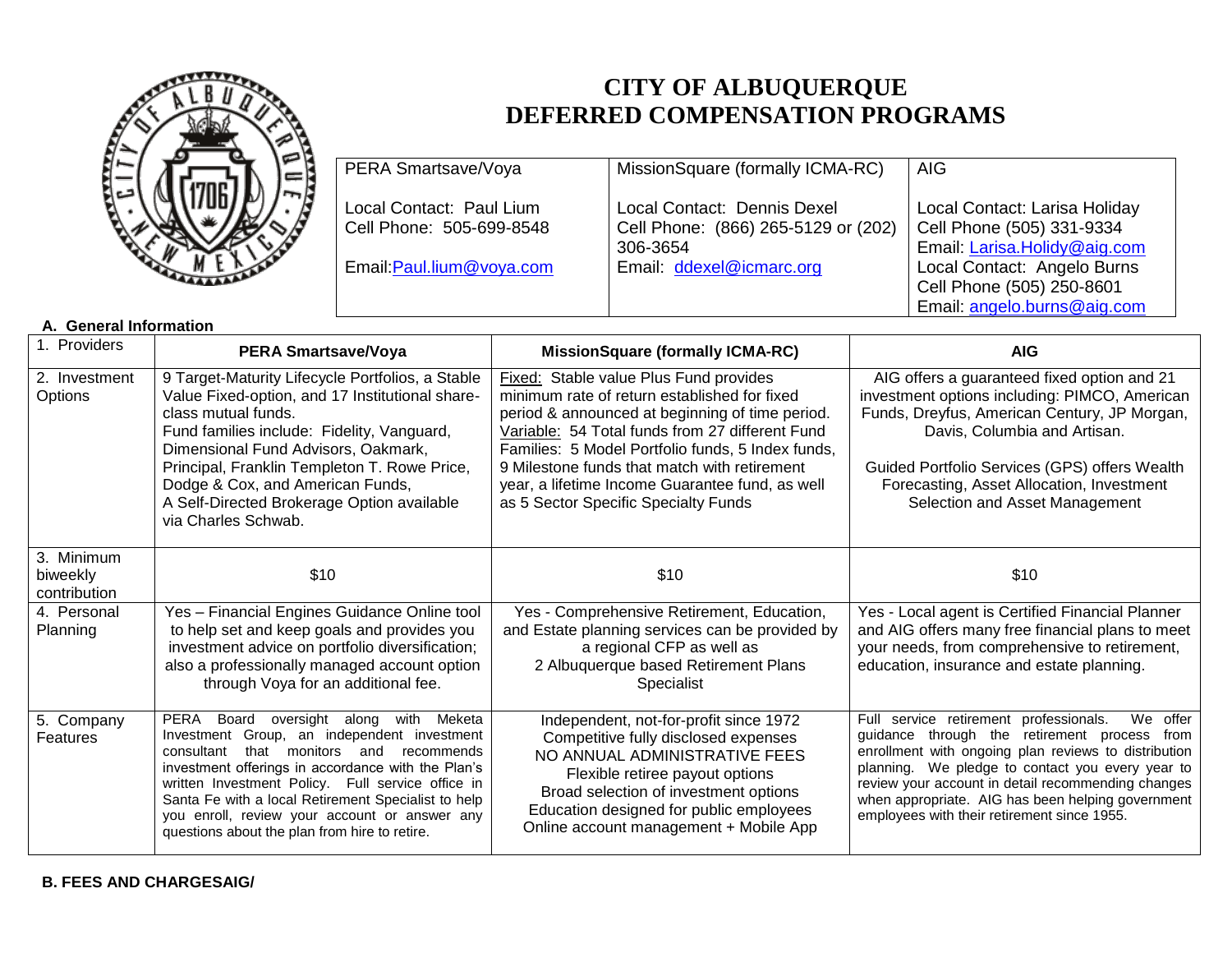# CITY OF ALBUQUERQUE
# DEFERRED COMPENSATION PROGRAMS

| PERA Smartsave/Voya | MissionSquare (formally ICMA-RC) | AIG |
|---|---|---|
| Local Contact: Paul Lium<br>Cell Phone: 505-699-8548<br><br>Email:Paul.lium@voya.com | Local Contact: Dennis Dexel<br>Cell Phone: (866) 265-5129 or (202) 306-3654<br>Email: ddexel@icmarc.org | Local Contact: Larisa Holiday<br>Cell Phone (505) 331-9334<br>Email: Larisa.Holidy@aig.com<br>Local Contact: Angelo Burns<br>Cell Phone (505) 250-8601<br>Email: angelo.burns@aig.com |

**A. General Information**

| 1. Providers | **PERA Smartsave/Voya** | **MissionSquare (formally ICMA-RC)** | **AIG** |
|---|---|---|---|
| 2. Investment Options | 9 Target-Maturity Lifecycle Portfolios, a Stable Value Fixed-option, and 17 Institutional share-class mutual funds.<br>Fund families include: Fidelity, Vanguard, Dimensional Fund Advisors, Oakmark, Principal, Franklin Templeton T. Rowe Price, Dodge & Cox, and American Funds,<br>A Self-Directed Brokerage Option available via Charles Schwab. | Fixed: Stable value Plus Fund provides minimum rate of return established for fixed period & announced at beginning of time period.<br>Variable: 54 Total funds from 27 different Fund Families: 5 Model Portfolio funds, 5 Index funds, 9 Milestone funds that match with retirement year, a lifetime Income Guarantee fund, as well as 5 Sector Specific Specialty Funds | AIG offers a guaranteed fixed option and 21 investment options including: PIMCO, American Funds, Dreyfus, American Century, JP Morgan, Davis, Columbia and Artisan.<br><br>Guided Portfolio Services (GPS) offers Wealth Forecasting, Asset Allocation, Investment Selection and Asset Management |
| 3. Minimum biweekly contribution | $10 | $10 | $10 |
| 4. Personal Planning | Yes – Financial Engines Guidance Online tool to help set and keep goals and provides you investment advice on portfolio diversification; also a professionally managed account option through Voya for an additional fee. | Yes - Comprehensive Retirement, Education, and Estate planning services can be provided by a regional CFP as well as<br>2 Albuquerque based Retirement Plans Specialist | Yes - Local agent is Certified Financial Planner and AIG offers many free financial plans to meet your needs, from comprehensive to retirement, education, insurance and estate planning. |
| 5. Company Features | PERA Board oversight along with Meketa Investment Group, an independent investment consultant that monitors and recommends investment offerings in accordance with the Plan's written Investment Policy. Full service office in Santa Fe with a local Retirement Specialist to help you enroll, review your account or answer any questions about the plan from hire to retire. | Independent, not-for-profit since 1972<br>Competitive fully disclosed expenses<br>NO ANNUAL ADMINISTRATIVE FEES<br>Flexible retiree payout options<br>Broad selection of investment options<br>Education designed for public employees<br>Online account management + Mobile App | Full service retirement professionals. We offer guidance through the retirement process from enrollment with ongoing plan reviews to distribution planning. We pledge to contact you every year to review your account in detail recommending changes when appropriate. AIG has been helping government employees with their retirement since 1955. |

**B. FEES AND CHARGESAIG/**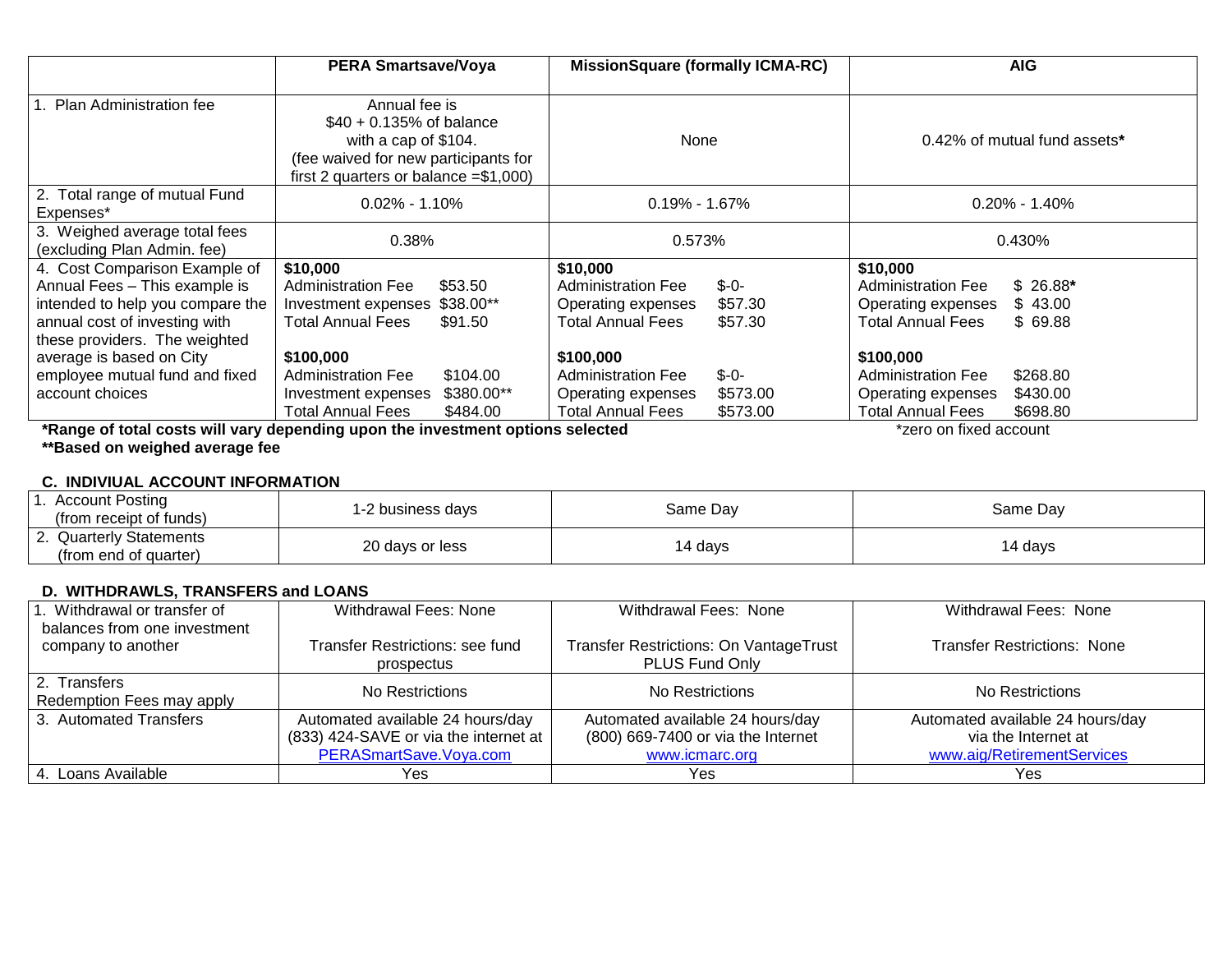| | PERA Smartsave/Voya | MissionSquare (formally ICMA-RC) | AIG |
|---|---|---|---|
| 1. Plan Administration fee | Annual fee is $40 + 0.135% of balance with a cap of $104. (fee waived for new participants for first 2 quarters or balance =$1,000) | None | 0.42% of mutual fund assets* |
| 2. Total range of mutual Fund Expenses* | 0.02% - 1.10% | 0.19% - 1.67% | 0.20% - 1.40% |
| 3. Weighed average total fees (excluding Plan Admin. fee) | 0.38% | 0.573% | 0.430% |
| 4. Cost Comparison Example of Annual Fees – This example is intended to help you compare the annual cost of investing with these providers. The weighted average is based on City employee mutual fund and fixed account choices | **$10,000**<br>Administration Fee $53.50<br>Investment expenses $38.00**<br>Total Annual Fees $91.50<br><br>**$100,000**<br>Administration Fee $104.00<br>Investment expenses $380.00**<br>Total Annual Fees $484.00 | **$10,000**<br>Administration Fee $-0-<br>Operating expenses $57.30<br>Total Annual Fees $57.30<br><br>**$100,000**<br>Administration Fee $-0-<br>Operating expenses $573.00<br>Total Annual Fees $573.00 | **$10,000**<br>Administration Fee $ 26.88**\***<br>Operating expenses $ 43.00<br>Total Annual Fees $ 69.88<br><br>**$100,000**<br>Administration Fee $268.80<br>Operating expenses $430.00<br>Total Annual Fees $698.80 |

**\*Range of total costs will vary depending upon the investment options selected**

**\*\*Based on weighed average fee**

*zero on fixed account

### C. INDIVIUAL ACCOUNT INFORMATION

| | | | |
|---|---|---|---|
| 1. Account Posting (from receipt of funds) | 1-2 business days | Same Day | Same Day |
| 2. Quarterly Statements (from end of quarter) | 20 days or less | 14 days | 14 days |

### D. WITHDRAWLS, TRANSFERS and LOANS

| | | | |
|---|---|---|---|
| 1. Withdrawal or transfer of balances from one investment company to another | Withdrawal Fees: None<br><br>Transfer Restrictions: see fund prospectus | Withdrawal Fees: None<br><br>Transfer Restrictions: On VantageTrust PLUS Fund Only | Withdrawal Fees: None<br><br>Transfer Restrictions: None |
| 2. Transfers<br>Redemption Fees may apply | No Restrictions | No Restrictions | No Restrictions |
| 3. Automated Transfers | Automated available 24 hours/day (833) 424-SAVE or via the internet at PERASmartSave.Voya.com | Automated available 24 hours/day (800) 669-7400 or via the Internet www.icmarc.org | Automated available 24 hours/day via the Internet at www.aig/RetirementServices |
| 4. Loans Available | Yes | Yes | Yes |